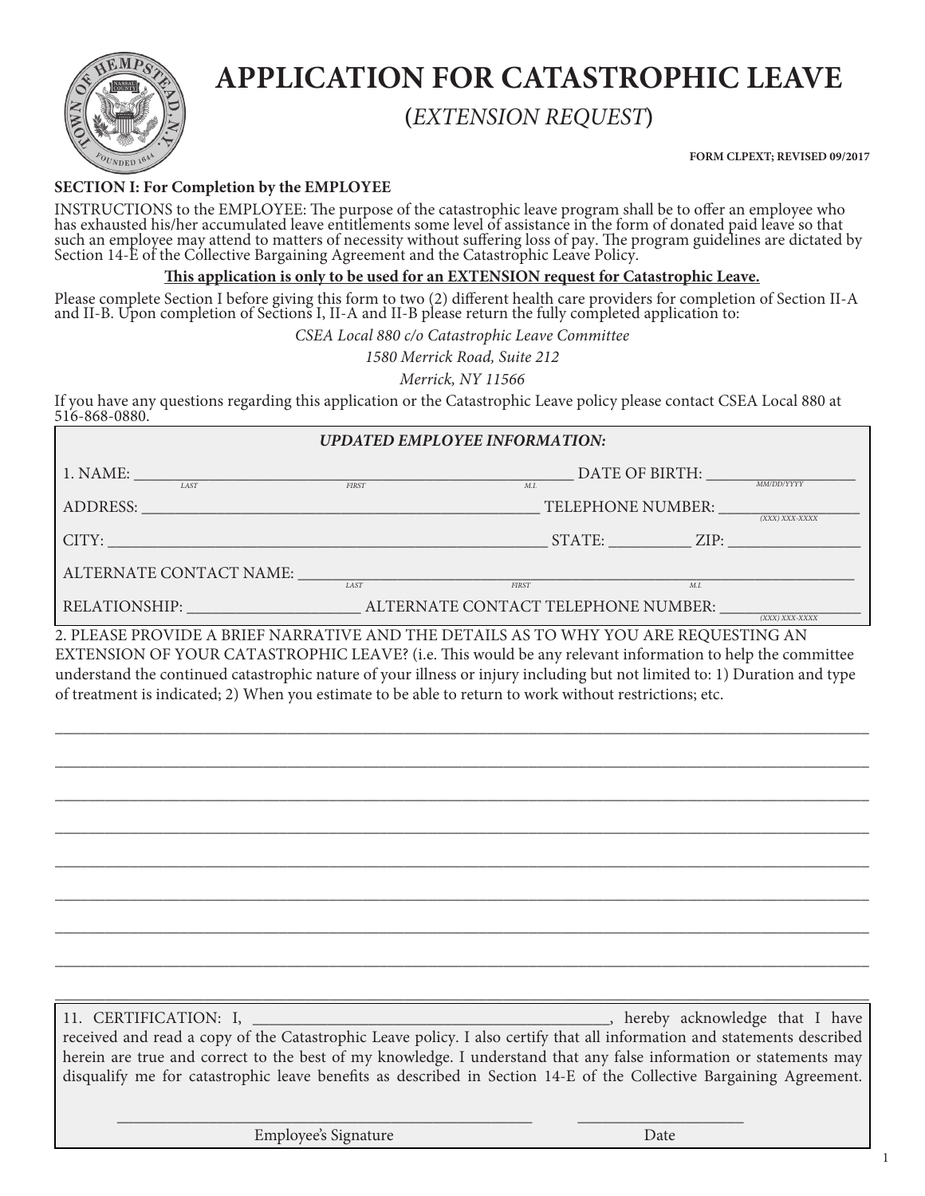# APPLICATION FOR CATASTROPHIC LEAVE

(*EXTENSION REQUEST*)

**FORM CLPEXT; REVISED 09/2017**

**SECTION I: For Completion by the EMPLOYEE**

INSTRUCTIONS to the EMPLOYEE: The purpose of the catastrophic leave program shall be to offer an employee who has exhausted his/her accumulated leave entitlements some level of assistance in the form of donated paid leave so that such an employee may attend to matters of necessity without suffering loss of pay. The program guidelines are dictated by Section 14-E of the Collective Bargaining Agreement and the Catastrophic Leave Policy.

**<u>This application is only to be used for an EXTENSION request for Catastrophic Leave.</u>**

Please complete Section I before giving this form to two (2) different health care providers for completion of Section II-A and II-B. Upon completion of Sections I, II-A and II-B please return the fully completed application to:

*CSEA Local 880 c/o Catastrophic Leave Committee*
*1580 Merrick Road, Suite 212*
*Merrick, NY 11566*

If you have any questions regarding this application or the Catastrophic Leave policy please contact CSEA Local 880 at 516-868-0880.

***UPDATED EMPLOYEE INFORMATION:***

1. NAME: ______________________ (LAST) ______________________ (FIRST) ______ (M.I.) DATE OF BIRTH: ______________ (MM/DD/YYYY)

ADDRESS: ________________________________________ TELEPHONE NUMBER: ______________ ((XXX) XXX-XXXX)

CITY: ________________________________________ STATE: __________ ZIP: ______________

ALTERNATE CONTACT NAME: ______________________ (LAST) ______________________ (FIRST) ______ (M.I.)

RELATIONSHIP: ____________________ ALTERNATE CONTACT TELEPHONE NUMBER: ______________ ((XXX) XXX-XXXX)

2. PLEASE PROVIDE A BRIEF NARRATIVE AND THE DETAILS AS TO WHY YOU ARE REQUESTING AN EXTENSION OF YOUR CATASTROPHIC LEAVE? (i.e. This would be any relevant information to help the committee understand the continued catastrophic nature of your illness or injury including but not limited to: 1) Duration and type of treatment is indicated; 2) When you estimate to be able to return to work without restrictions; etc.

____________________________________________________________________________________

____________________________________________________________________________________

____________________________________________________________________________________

____________________________________________________________________________________

____________________________________________________________________________________

____________________________________________________________________________________

____________________________________________________________________________________

____________________________________________________________________________________

11. CERTIFICATION: I, ________________________________________, hereby acknowledge that I have received and read a copy of the Catastrophic Leave policy. I also certify that all information and statements described herein are true and correct to the best of my knowledge. I understand that any false information or statements may disqualify me for catastrophic leave benefits as described in Section 14-E of the Collective Bargaining Agreement.

________________________________________ Employee's Signature

____________________ Date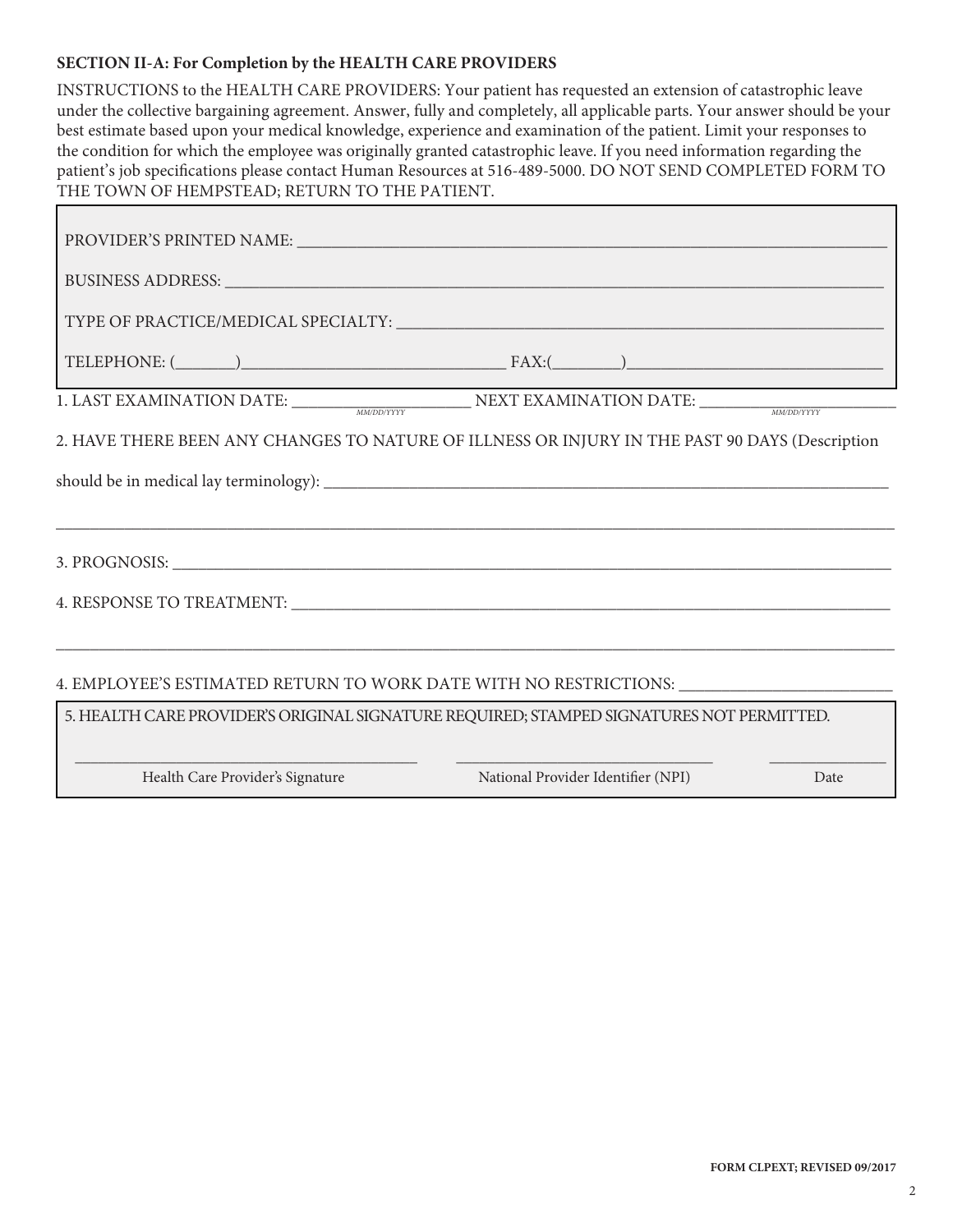**SECTION II-A: For Completion by the HEALTH CARE PROVIDERS**

INSTRUCTIONS to the HEALTH CARE PROVIDERS: Your patient has requested an extension of catastrophic leave under the collective bargaining agreement. Answer, fully and completely, all applicable parts. Your answer should be your best estimate based upon your medical knowledge, experience and examination of the patient. Limit your responses to the condition for which the employee was originally granted catastrophic leave. If you need information regarding the patient's job specifications please contact Human Resources at 516-489-5000. DO NOT SEND COMPLETED FORM TO THE TOWN OF HEMPSTEAD; RETURN TO THE PATIENT.

PROVIDER'S PRINTED NAME: ___________________________________________

BUSINESS ADDRESS: ___________________________________________

TYPE OF PRACTICE/MEDICAL SPECIALTY: ___________________________________________

TELEPHONE: (_______)______________________ FAX:(________)______________________

1. LAST EXAMINATION DATE: __________ (MM/DD/YYYY) NEXT EXAMINATION DATE: __________ (MM/DD/YYYY)

2. HAVE THERE BEEN ANY CHANGES TO NATURE OF ILLNESS OR INJURY IN THE PAST 90 DAYS (Description should be in medical lay terminology): ___________________________________________

___________________________________________

3. PROGNOSIS: ___________________________________________

4. RESPONSE TO TREATMENT: ___________________________________________

___________________________________________

4. EMPLOYEE'S ESTIMATED RETURN TO WORK DATE WITH NO RESTRICTIONS: ______________________

5. HEALTH CARE PROVIDER'S ORIGINAL SIGNATURE REQUIRED; STAMPED SIGNATURES NOT PERMITTED.

| ______________________ | ______________________ | __________ |
|---|---|---|
| Health Care Provider's Signature | National Provider Identifier (NPI) | Date |

FORM CLPEXT; REVISED 09/2017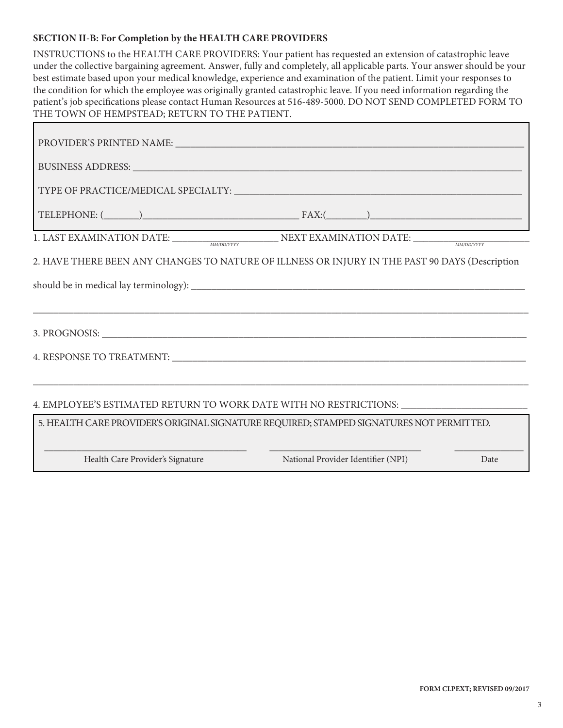**SECTION II-B: For Completion by the HEALTH CARE PROVIDERS**

INSTRUCTIONS to the HEALTH CARE PROVIDERS: Your patient has requested an extension of catastrophic leave under the collective bargaining agreement. Answer, fully and completely, all applicable parts. Your answer should be your best estimate based upon your medical knowledge, experience and examination of the patient. Limit your responses to the condition for which the employee was originally granted catastrophic leave. If you need information regarding the patient's job specifications please contact Human Resources at 516-489-5000. DO NOT SEND COMPLETED FORM TO THE TOWN OF HEMPSTEAD; RETURN TO THE PATIENT.

PROVIDER'S PRINTED NAME: ___________________________________________

BUSINESS ADDRESS: ___________________________________________

TYPE OF PRACTICE/MEDICAL SPECIALTY: ___________________________________________

TELEPHONE: (_______)_______________________ FAX:(________)_______________________

1. LAST EXAMINATION DATE: ____________ (MM/DD/YYYY) NEXT EXAMINATION DATE: ____________ (MM/DD/YYYY)

2. HAVE THERE BEEN ANY CHANGES TO NATURE OF ILLNESS OR INJURY IN THE PAST 90 DAYS (Description should be in medical lay terminology): ___________________________________________

___________________________________________

3. PROGNOSIS: ___________________________________________

4. RESPONSE TO TREATMENT: ___________________________________________

___________________________________________

4. EMPLOYEE'S ESTIMATED RETURN TO WORK DATE WITH NO RESTRICTIONS: ____________________

5. HEALTH CARE PROVIDER'S ORIGINAL SIGNATURE REQUIRED; STAMPED SIGNATURES NOT PERMITTED.

| ______________________ | ______________________ | __________ |
|---|---|---|
| Health Care Provider's Signature | National Provider Identifier (NPI) | Date |

FORM CLPEXT; REVISED 09/2017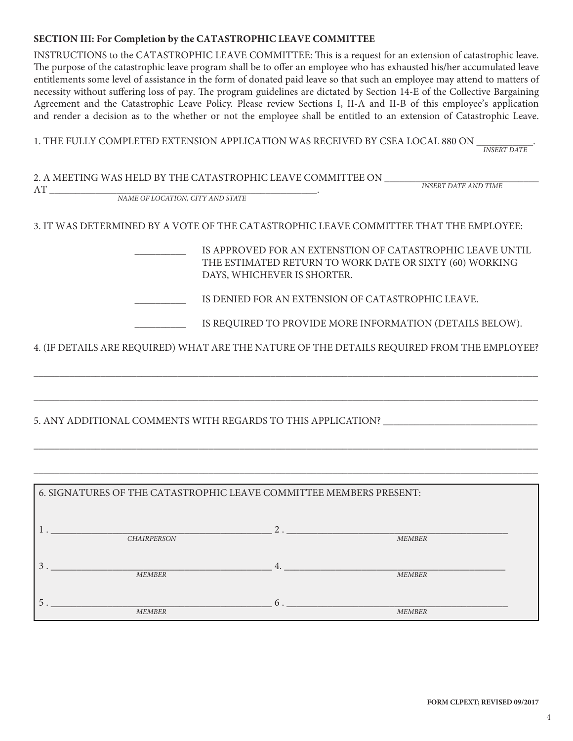**SECTION III: For Completion by the CATASTROPHIC LEAVE COMMITTEE**

INSTRUCTIONS to the CATASTROPHIC LEAVE COMMITTEE: This is a request for an extension of catastrophic leave. The purpose of the catastrophic leave program shall be to offer an employee who has exhausted his/her accumulated leave entitlements some level of assistance in the form of donated paid leave so that such an employee may attend to matters of necessity without suffering loss of pay. The program guidelines are dictated by Section 14-E of the Collective Bargaining Agreement and the Catastrophic Leave Policy. Please review Sections I, II-A and II-B of this employee's application and render a decision as to the whether or not the employee shall be entitled to an extension of Catastrophic Leave.

1. THE FULLY COMPLETED EXTENSION APPLICATION WAS RECEIVED BY CSEA LOCAL 880 ON ___________.
*INSERT DATE*

2. A MEETING WAS HELD BY THE CATASTROPHIC LEAVE COMMITTEE ON ______________________________
*INSERT DATE AND TIME*
AT ______________________________________________________.
*NAME OF LOCATION, CITY AND STATE*

3. IT WAS DETERMINED BY A VOTE OF THE CATASTROPHIC LEAVE COMMITTEE THAT THE EMPLOYEE:

__________ IS APPROVED FOR AN EXTENSTION OF CATASTROPHIC LEAVE UNTIL THE ESTIMATED RETURN TO WORK DATE OR SIXTY (60) WORKING DAYS, WHICHEVER IS SHORTER.

__________ IS DENIED FOR AN EXTENSION OF CATASTROPHIC LEAVE.

__________ IS REQUIRED TO PROVIDE MORE INFORMATION (DETAILS BELOW).

4. (IF DETAILS ARE REQUIRED) WHAT ARE THE NATURE OF THE DETAILS REQUIRED FROM THE EMPLOYEE?

______________________________________________________________________________________

______________________________________________________________________________________

5. ANY ADDITIONAL COMMENTS WITH REGARDS TO THIS APPLICATION? ______________________________

______________________________________________________________________________________

______________________________________________________________________________________

6. SIGNATURES OF THE CATASTROPHIC LEAVE COMMITTEE MEMBERS PRESENT:

1 . ______________________________________________
*CHAIRPERSON*

2 . ______________________________________________
*MEMBER*

3 . ______________________________________________
*MEMBER*

4. ______________________________________________
*MEMBER*

5 . ______________________________________________
*MEMBER*

6 . ______________________________________________
*MEMBER*

**FORM CLPEXT; REVISED 09/2017**